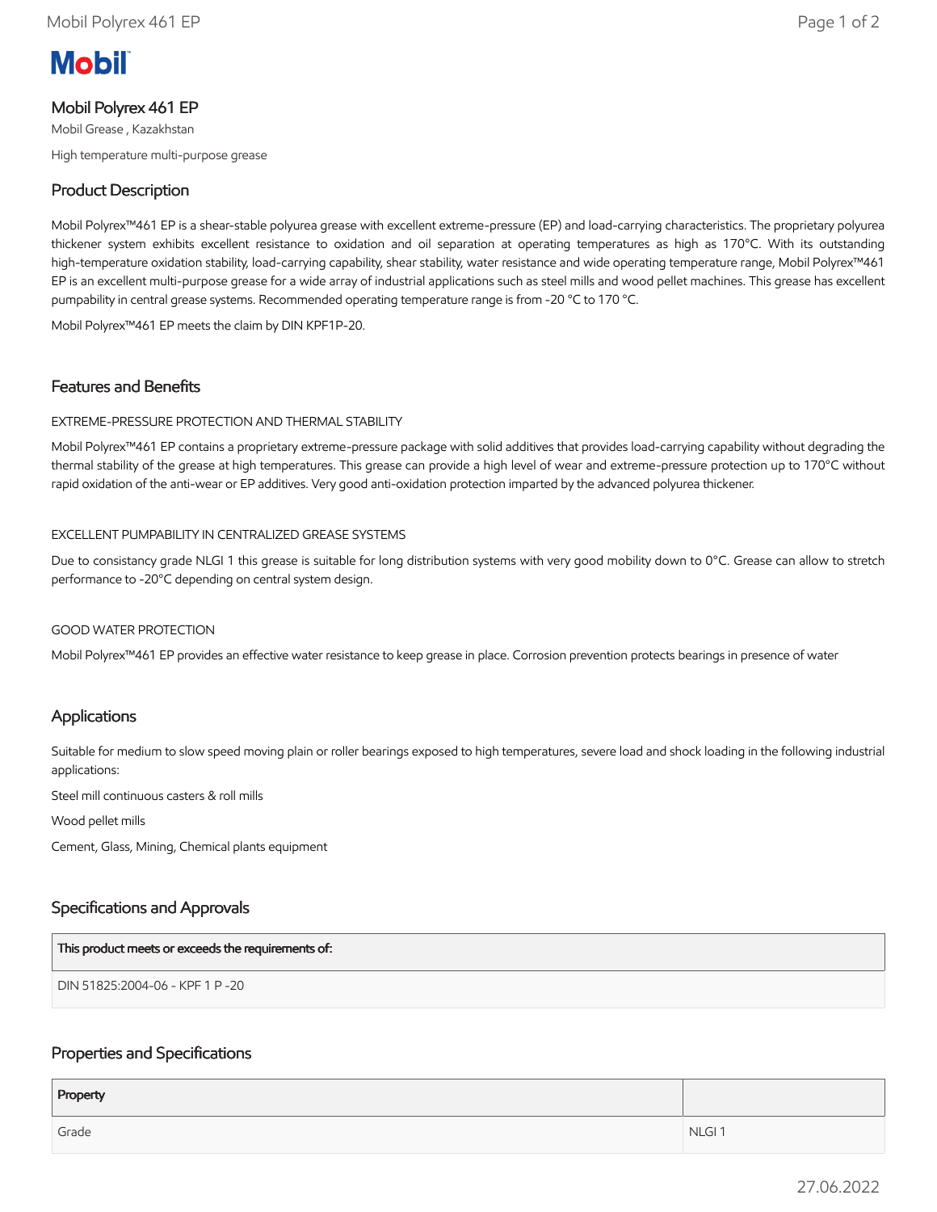Mobil

# Mobil Polyrex 461 EP

Mobil Grease , Kazakhstan

High temperature multi-purpose grease

## Product Description

Mobil Polyrex™461 EP is a shear-stable polyurea grease with excellent extreme-pressure (EP) and load-carrying characteristics. The proprietary polyurea thickener system exhibits excellent resistance to oxidation and oil separation at operating temperatures as high as 170°C. With its outstanding high-temperature oxidation stability, load-carrying capability, shear stability, water resistance and wide operating temperature range, Mobil Polyrex™461 EP is an excellent multi-purpose grease for a wide array of industrial applications such as steel mills and wood pellet machines. This grease has excellent pumpability in central grease systems. Recommended operating temperature range is from -20 °C to 170 °C.

Mobil Polyrex™461 EP meets the claim by DIN KPF1P-20.

## Features and Benefits

EXTREME-PRESSURE PROTECTION AND THERMAL STABILITY

Mobil Polyrex™461 EP contains a proprietary extreme-pressure package with solid additives that provides load-carrying capability without degrading the thermal stability of the grease at high temperatures. This grease can provide a high level of wear and extreme-pressure protection up to 170°C without rapid oxidation of the anti-wear or EP additives. Very good anti-oxidation protection imparted by the advanced polyurea thickener.

EXCELLENT PUMPABILITY IN CENTRALIZED GREASE SYSTEMS

Due to consistancy grade NLGI 1 this grease is suitable for long distribution systems with very good mobility down to 0°C. Grease can allow to stretch performance to -20°C depending on central system design.

GOOD WATER PROTECTION

Mobil Polyrex™461 EP provides an effective water resistance to keep grease in place. Corrosion prevention protects bearings in presence of water

## Applications

Suitable for medium to slow speed moving plain or roller bearings exposed to high temperatures, severe load and shock loading in the following industrial applications:

Steel mill continuous casters & roll mills

Wood pellet mills

Cement, Glass, Mining, Chemical plants equipment

## Specifications and Approvals

| This product meets or exceeds the requirements of: |
|---|
| DIN 51825:2004-06 - KPF 1 P -20 |

## Properties and Specifications

| Property | |
|---|---|
| Grade | NLGI 1 |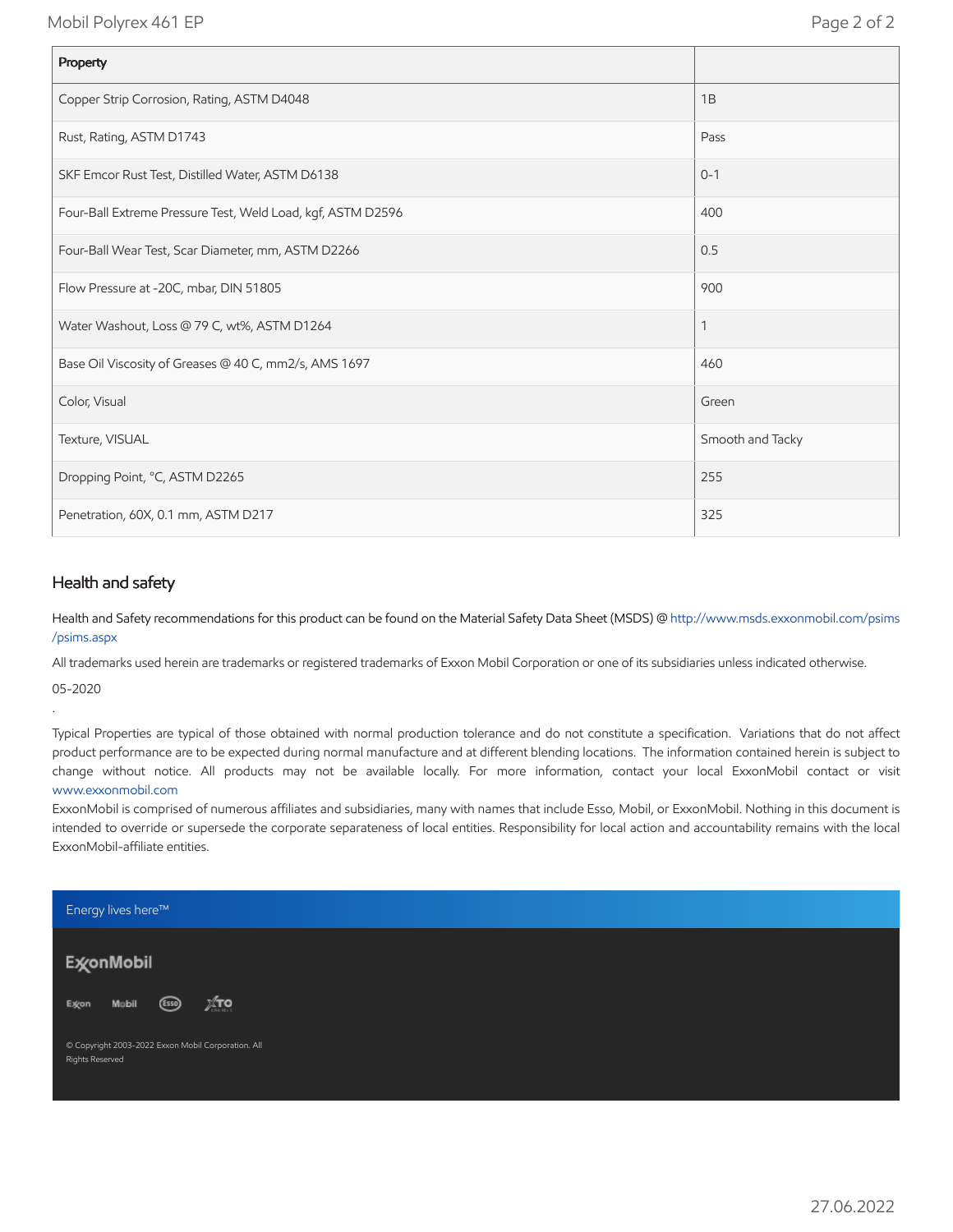| Property | |
|---|---|
| Copper Strip Corrosion, Rating, ASTM D4048 | 1B |
| Rust, Rating, ASTM D1743 | Pass |
| SKF Emcor Rust Test, Distilled Water, ASTM D6138 | 0-1 |
| Four-Ball Extreme Pressure Test, Weld Load, kgf, ASTM D2596 | 400 |
| Four-Ball Wear Test, Scar Diameter, mm, ASTM D2266 | 0.5 |
| Flow Pressure at -20C, mbar, DIN 51805 | 900 |
| Water Washout, Loss @ 79 C, wt%, ASTM D1264 | 1 |
| Base Oil Viscosity of Greases @ 40 C, mm2/s, AMS 1697 | 460 |
| Color, Visual | Green |
| Texture, VISUAL | Smooth and Tacky |
| Dropping Point, °C, ASTM D2265 | 255 |
| Penetration, 60X, 0.1 mm, ASTM D217 | 325 |

## Health and safety

Health and Safety recommendations for this product can be found on the Material Safety Data Sheet (MSDS) @ http://www.msds.exxonmobil.com/psims/psims.aspx

All trademarks used herein are trademarks or registered trademarks of Exxon Mobil Corporation or one of its subsidiaries unless indicated otherwise.

05-2020

.

Typical Properties are typical of those obtained with normal production tolerance and do not constitute a specification. Variations that do not affect product performance are to be expected during normal manufacture and at different blending locations. The information contained herein is subject to change without notice. All products may not be available locally. For more information, contact your local ExxonMobil contact or visit www.exxonmobil.com

ExxonMobil is comprised of numerous affiliates and subsidiaries, many with names that include Esso, Mobil, or ExxonMobil. Nothing in this document is intended to override or supersede the corporate separateness of local entities. Responsibility for local action and accountability remains with the local ExxonMobil-affiliate entities.

Energy lives here™

ExxonMobil

Exxon Mobil Esso XTO

© Copyright 2003-2022 Exxon Mobil Corporation. All Rights Reserved